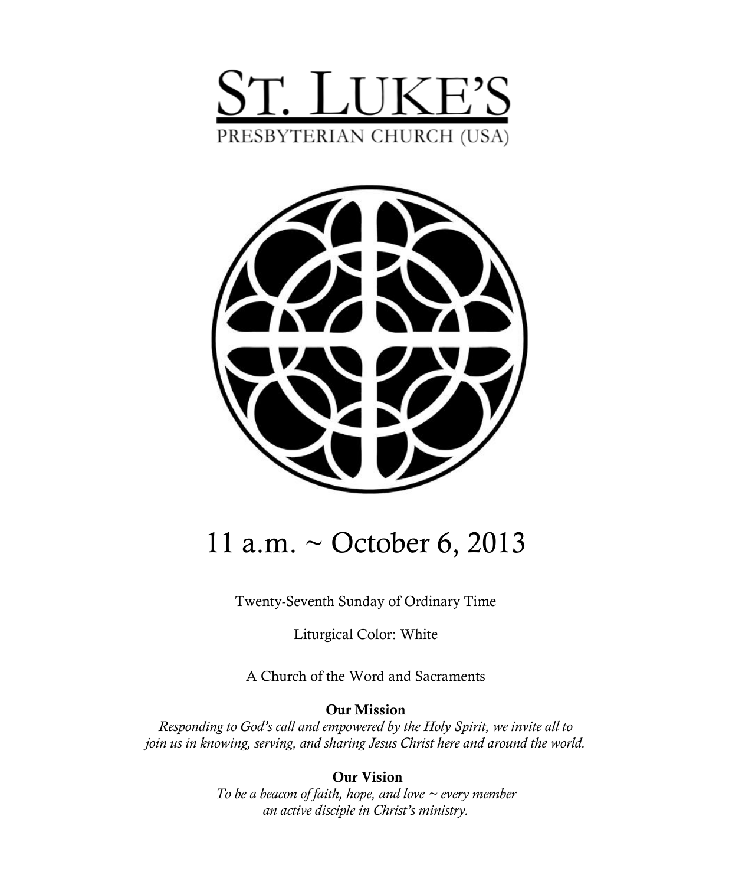# ST. LUKE'S

PRESBYTERIAN CHURCH (USA)

## 11 a.m. ~ October 6, 2013

Twenty-Seventh Sunday of Ordinary Time

Liturgical Color: White

A Church of the Word and Sacraments

**Our Mission**

*Responding to God's call and empowered by the Holy Spirit, we invite all to join us in knowing, serving, and sharing Jesus Christ here and around the world.*

**Our Vision**

*To be a beacon of faith, hope, and love ~ every member an active disciple in Christ's ministry.*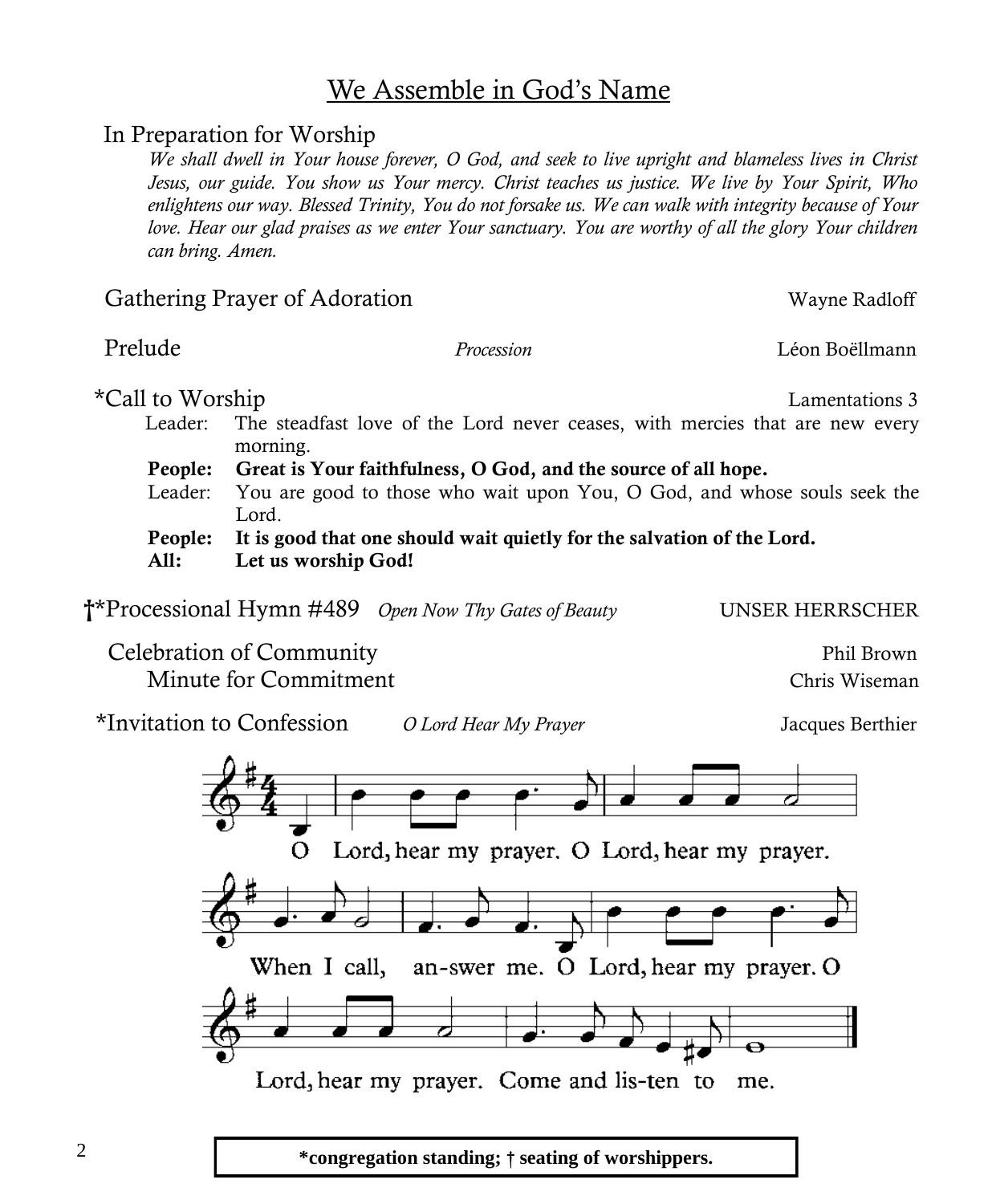# We Assemble in God's Name

In Preparation for Worship

*We shall dwell in Your house forever, O God, and seek to live upright and blameless lives in Christ Jesus, our guide. You show us Your mercy. Christ teaches us justice. We live by Your Spirit, Who enlightens our way. Blessed Trinity, You do not forsake us. We can walk with integrity because of Your love. Hear our glad praises as we enter Your sanctuary. You are worthy of all the glory Your children can bring. Amen.*

Gathering Prayer of Adoration — Wayne Radloff

Prelude — *Procession* — Léon Boëllmann

*Call to Worship — Lamentations 3

Leader: The steadfast love of the Lord never ceases, with mercies that are new every morning.

**People: Great is Your faithfulness, O God, and the source of all hope.**

Leader: You are good to those who wait upon You, O God, and whose souls seek the Lord.

**People: It is good that one should wait quietly for the salvation of the Lord.**

**All: Let us worship God!**

†*Processional Hymn #489 — *Open Now Thy Gates of Beauty* — UNSER HERRSCHER

Celebration of Community — Phil Brown

Minute for Commitment — Chris Wiseman

*Invitation to Confession — *O Lord Hear My Prayer* — Jacques Berthier

O Lord, hear my prayer. O Lord, hear my prayer.
When I call, an-swer me. O Lord, hear my prayer. O
Lord, hear my prayer. Come and lis-ten to me.

**\*congregation standing; † seating of worshippers.**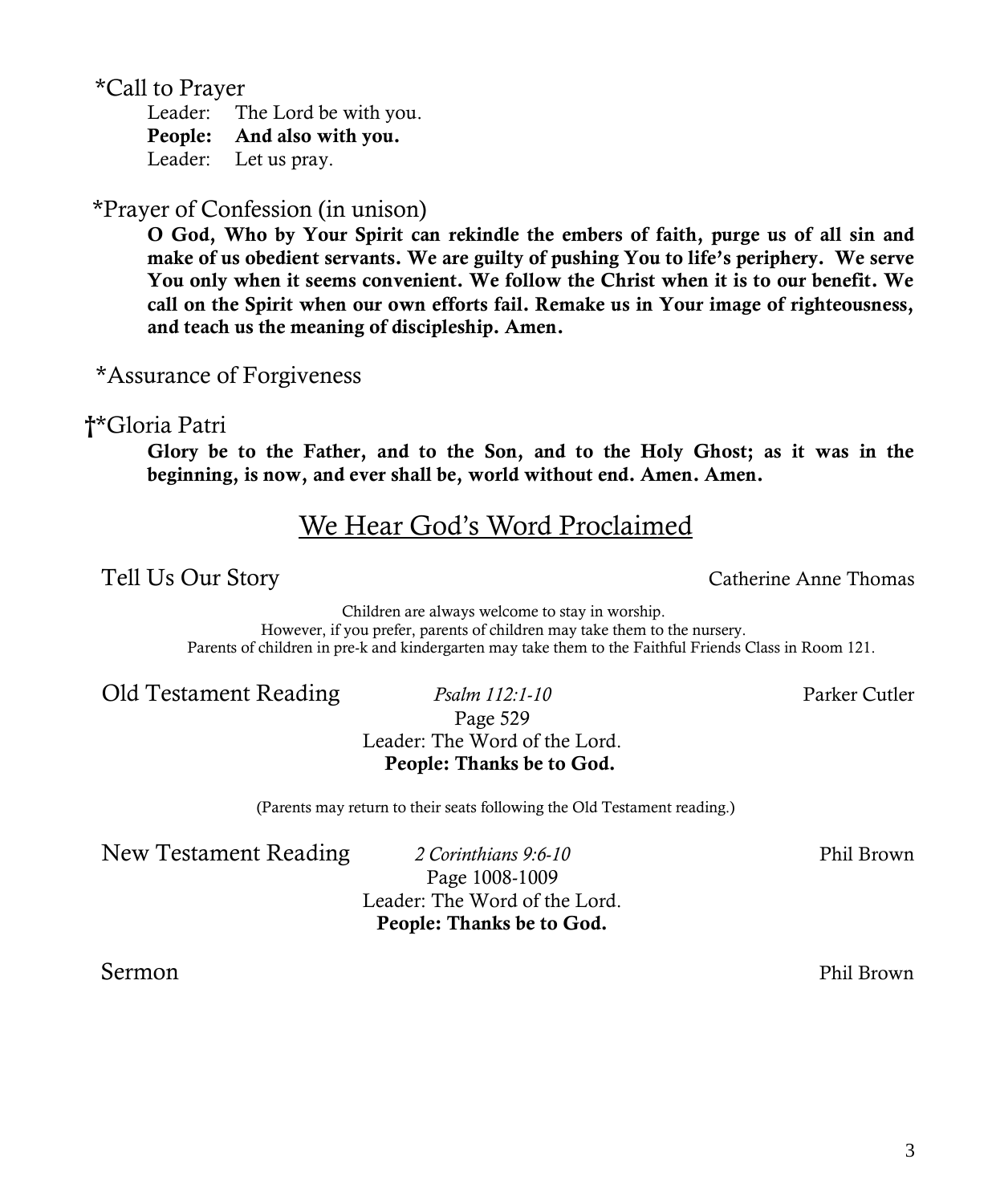*Call to Prayer

Leader: The Lord be with you.
**People: And also with you.**
Leader: Let us pray.

*Prayer of Confession (in unison)

**O God, Who by Your Spirit can rekindle the embers of faith, purge us of all sin and make of us obedient servants. We are guilty of pushing You to life's periphery. We serve You only when it seems convenient. We follow the Christ when it is to our benefit. We call on the Spirit when our own efforts fail. Remake us in Your image of righteousness, and teach us the meaning of discipleship. Amen.**

*Assurance of Forgiveness

†*Gloria Patri

**Glory be to the Father, and to the Son, and to the Holy Ghost; as it was in the beginning, is now, and ever shall be, world without end. Amen. Amen.**

## We Hear God's Word Proclaimed

Tell Us Our Story — Catherine Anne Thomas

Children are always welcome to stay in worship.
However, if you prefer, parents of children may take them to the nursery.
Parents of children in pre-k and kindergarten may take them to the Faithful Friends Class in Room 121.

Old Testament Reading — *Psalm 112:1-10* — Parker Cutler

Page 529
Leader: The Word of the Lord.
**People: Thanks be to God.**

(Parents may return to their seats following the Old Testament reading.)

New Testament Reading — *2 Corinthians 9:6-10* — Phil Brown

Page 1008-1009
Leader: The Word of the Lord.
**People: Thanks be to God.**

Sermon — Phil Brown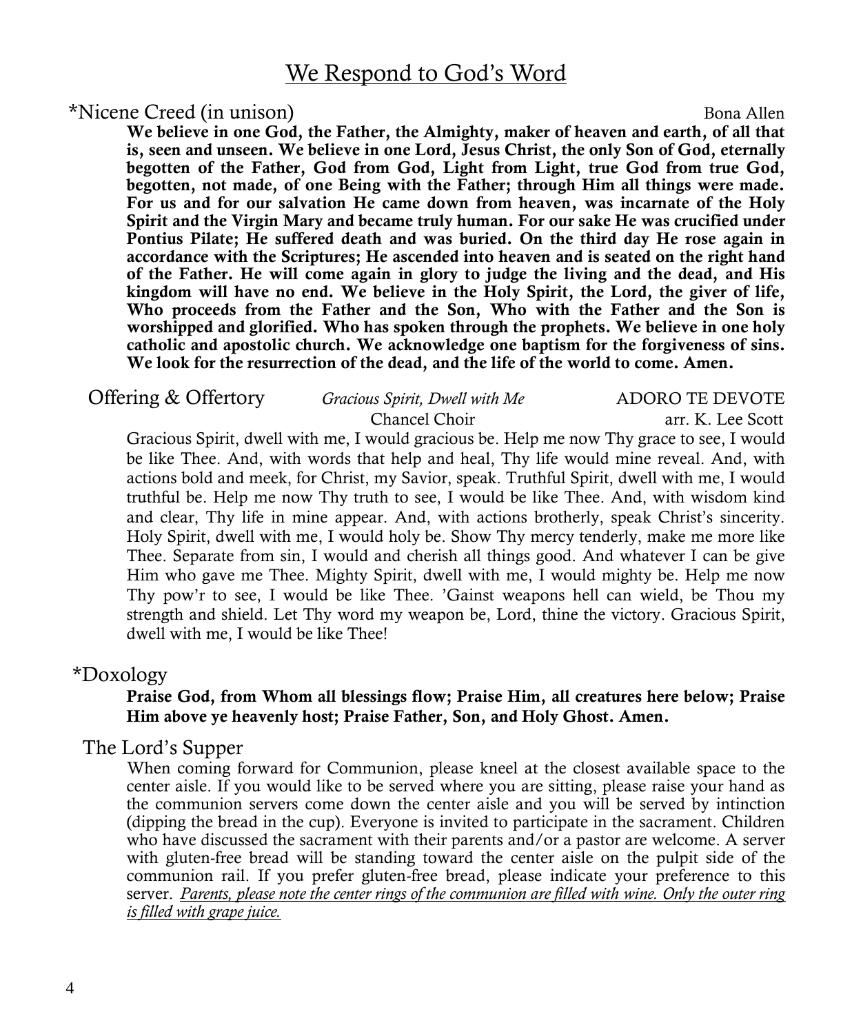## We Respond to God's Word

*Nicene Creed (in unison) — Bona Allen

**We believe in one God, the Father, the Almighty, maker of heaven and earth, of all that is, seen and unseen. We believe in one Lord, Jesus Christ, the only Son of God, eternally begotten of the Father, God from God, Light from Light, true God from true God, begotten, not made, of one Being with the Father; through Him all things were made. For us and for our salvation He came down from heaven, was incarnate of the Holy Spirit and the Virgin Mary and became truly human. For our sake He was crucified under Pontius Pilate; He suffered death and was buried. On the third day He rose again in accordance with the Scriptures; He ascended into heaven and is seated on the right hand of the Father. He will come again in glory to judge the living and the dead, and His kingdom will have no end. We believe in the Holy Spirit, the Lord, the giver of life, Who proceeds from the Father and the Son, Who with the Father and the Son is worshipped and glorified. Who has spoken through the prophets. We believe in one holy catholic and apostolic church. We acknowledge one baptism for the forgiveness of sins. We look for the resurrection of the dead, and the life of the world to come. Amen.**

Offering & Offertory — *Gracious Spirit, Dwell with Me* — ADORO TE DEVOTE
Chancel Choir — arr. K. Lee Scott

Gracious Spirit, dwell with me, I would gracious be. Help me now Thy grace to see, I would be like Thee. And, with words that help and heal, Thy life would mine reveal. And, with actions bold and meek, for Christ, my Savior, speak. Truthful Spirit, dwell with me, I would truthful be. Help me now Thy truth to see, I would be like Thee. And, with wisdom kind and clear, Thy life in mine appear. And, with actions brotherly, speak Christ's sincerity. Holy Spirit, dwell with me, I would holy be. Show Thy mercy tenderly, make me more like Thee. Separate from sin, I would and cherish all things good. And whatever I can be give Him who gave me Thee. Mighty Spirit, dwell with me, I would mighty be. Help me now Thy pow'r to see, I would be like Thee. 'Gainst weapons hell can wield, be Thou my strength and shield. Let Thy word my weapon be, Lord, thine the victory. Gracious Spirit, dwell with me, I would be like Thee!

*Doxology

**Praise God, from Whom all blessings flow; Praise Him, all creatures here below; Praise Him above ye heavenly host; Praise Father, Son, and Holy Ghost. Amen.**

The Lord's Supper

When coming forward for Communion, please kneel at the closest available space to the center aisle. If you would like to be served where you are sitting, please raise your hand as the communion servers come down the center aisle and you will be served by intinction (dipping the bread in the cup). Everyone is invited to participate in the sacrament. Children who have discussed the sacrament with their parents and/or a pastor are welcome. A server with gluten-free bread will be standing toward the center aisle on the pulpit side of the communion rail. If you prefer gluten-free bread, please indicate your preference to this server. *Parents, please note the center rings of the communion are filled with wine. Only the outer ring is filled with grape juice.*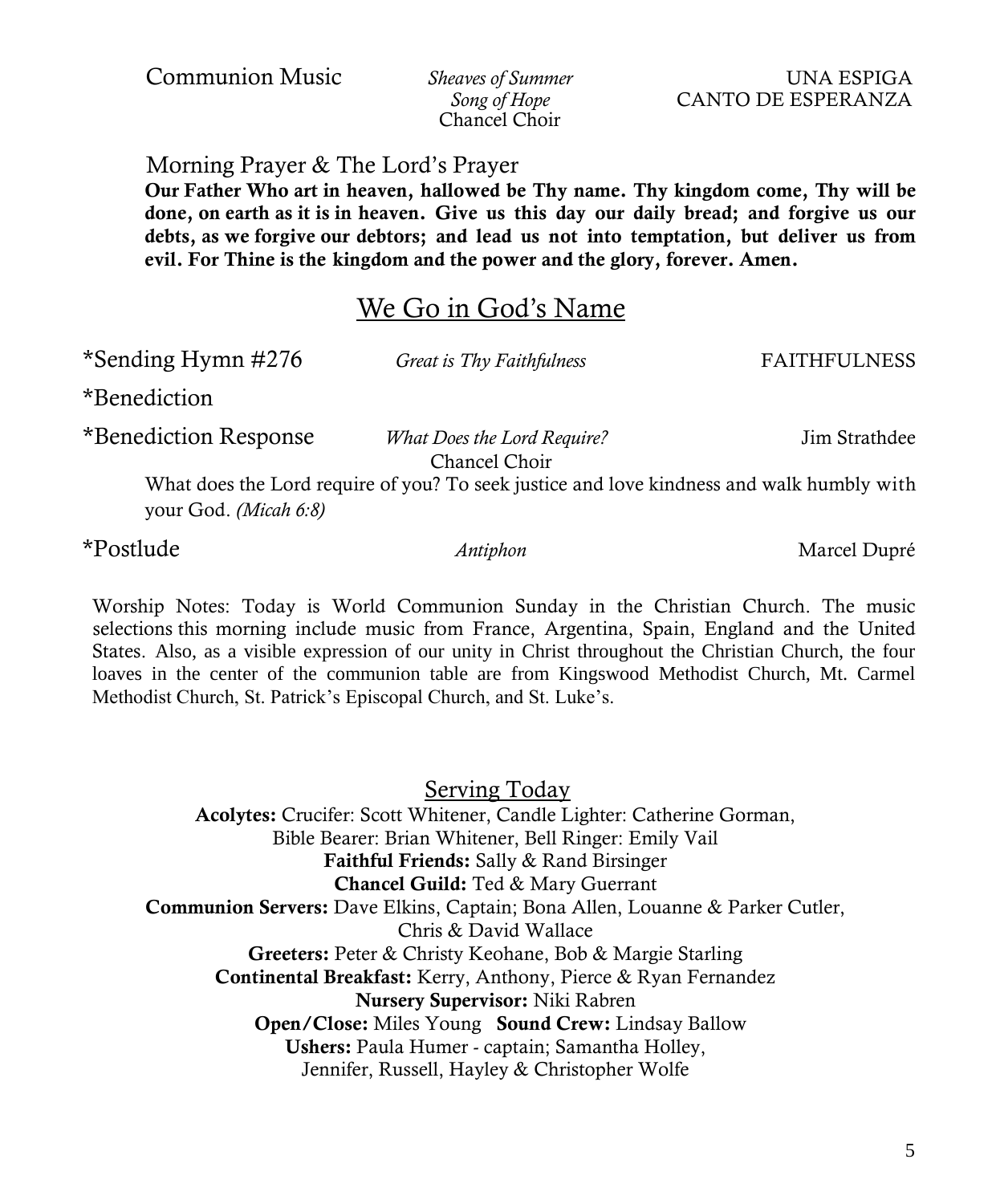Communion Music *Sheaves of Summer* UNA ESPIGA
*Song of Hope* CANTO DE ESPERANZA
Chancel Choir

Morning Prayer & The Lord's Prayer

**Our Father Who art in heaven, hallowed be Thy name. Thy kingdom come, Thy will be done, on earth as it is in heaven. Give us this day our daily bread; and forgive us our debts, as we forgive our debtors; and lead us not into temptation, but deliver us from evil. For Thine is the kingdom and the power and the glory, forever. Amen.**

## We Go in God's Name

*Sending Hymn #276 *Great is Thy Faithfulness* FAITHFULNESS

*Benediction

*Benediction Response *What Does the Lord Require?* Jim Strathdee
Chancel Choir

What does the Lord require of you? To seek justice and love kindness and walk humbly with your God. *(Micah 6:8)*

*Postlude *Antiphon* Marcel Dupré

Worship Notes: Today is World Communion Sunday in the Christian Church. The music selections this morning include music from France, Argentina, Spain, England and the United States. Also, as a visible expression of our unity in Christ throughout the Christian Church, the four loaves in the center of the communion table are from Kingswood Methodist Church, Mt. Carmel Methodist Church, St. Patrick's Episcopal Church, and St. Luke's.

## Serving Today

**Acolytes:** Crucifer: Scott Whitener, Candle Lighter: Catherine Gorman, Bible Bearer: Brian Whitener, Bell Ringer: Emily Vail
**Faithful Friends:** Sally & Rand Birsinger
**Chancel Guild:** Ted & Mary Guerrant
**Communion Servers:** Dave Elkins, Captain; Bona Allen, Louanne & Parker Cutler, Chris & David Wallace
**Greeters:** Peter & Christy Keohane, Bob & Margie Starling
**Continental Breakfast:** Kerry, Anthony, Pierce & Ryan Fernandez
**Nursery Supervisor:** Niki Rabren
**Open/Close:** Miles Young **Sound Crew:** Lindsay Ballow
**Ushers:** Paula Humer - captain; Samantha Holley, Jennifer, Russell, Hayley & Christopher Wolfe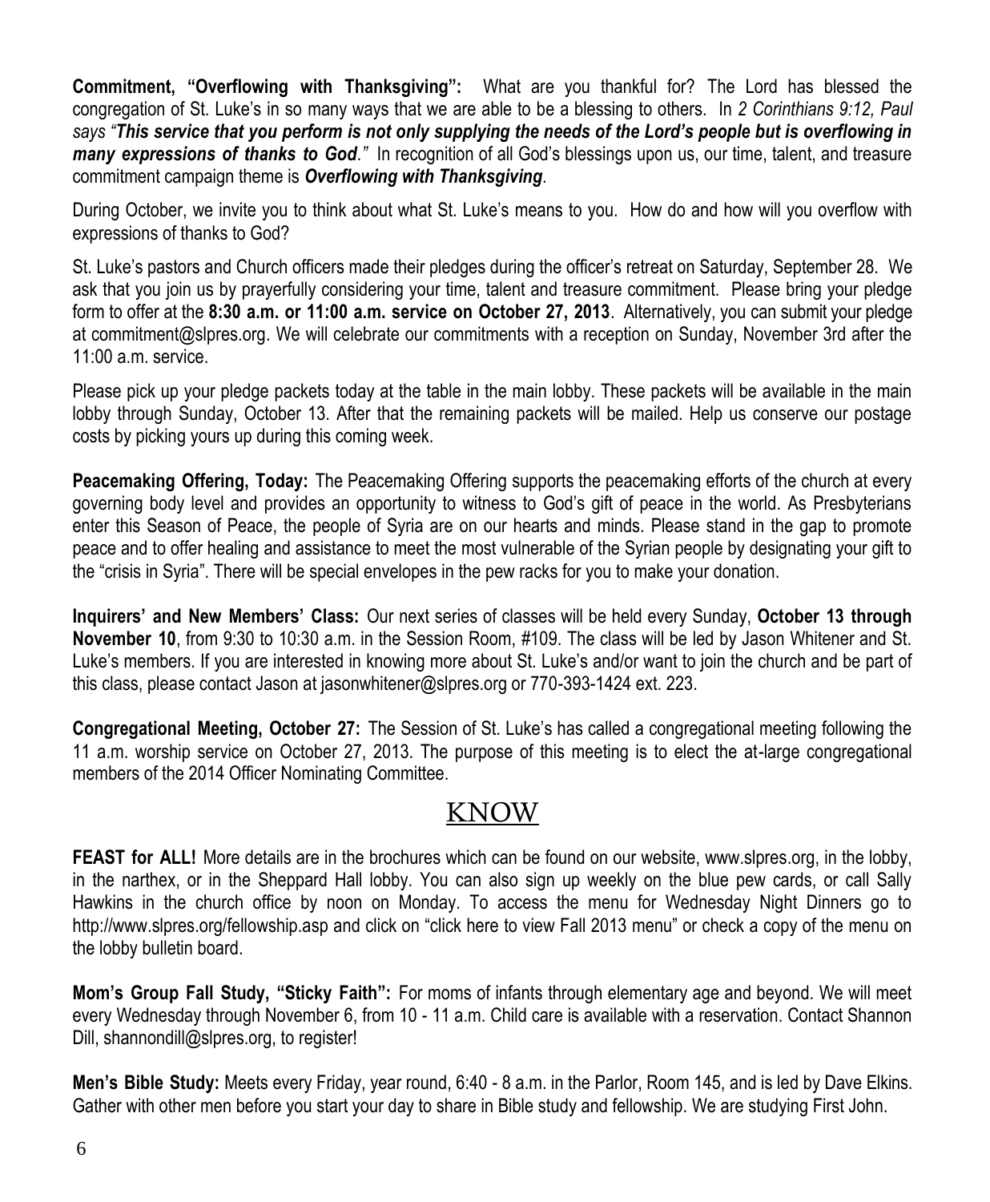**Commitment, "Overflowing with Thanksgiving":** What are you thankful for? The Lord has blessed the congregation of St. Luke's in so many ways that we are able to be a blessing to others. In *2 Corinthians 9:12, Paul says "****This service that you perform is not only supplying the needs of the Lord's people but is overflowing in many expressions of thanks to God****."* In recognition of all God's blessings upon us, our time, talent, and treasure commitment campaign theme is ***Overflowing with Thanksgiving***.

During October, we invite you to think about what St. Luke's means to you. How do and how will you overflow with expressions of thanks to God?

St. Luke's pastors and Church officers made their pledges during the officer's retreat on Saturday, September 28. We ask that you join us by prayerfully considering your time, talent and treasure commitment. Please bring your pledge form to offer at the **8:30 a.m. or 11:00 a.m. service on October 27, 2013**. Alternatively, you can submit your pledge at commitment@slpres.org. We will celebrate our commitments with a reception on Sunday, November 3rd after the 11:00 a.m. service.

Please pick up your pledge packets today at the table in the main lobby. These packets will be available in the main lobby through Sunday, October 13. After that the remaining packets will be mailed. Help us conserve our postage costs by picking yours up during this coming week.

**Peacemaking Offering, Today:** The Peacemaking Offering supports the peacemaking efforts of the church at every governing body level and provides an opportunity to witness to God's gift of peace in the world. As Presbyterians enter this Season of Peace, the people of Syria are on our hearts and minds. Please stand in the gap to promote peace and to offer healing and assistance to meet the most vulnerable of the Syrian people by designating your gift to the "crisis in Syria". There will be special envelopes in the pew racks for you to make your donation.

**Inquirers' and New Members' Class:** Our next series of classes will be held every Sunday, **October 13 through November 10**, from 9:30 to 10:30 a.m. in the Session Room, #109. The class will be led by Jason Whitener and St. Luke's members. If you are interested in knowing more about St. Luke's and/or want to join the church and be part of this class, please contact Jason at jasonwhitener@slpres.org or 770-393-1424 ext. 223.

**Congregational Meeting, October 27:** The Session of St. Luke's has called a congregational meeting following the 11 a.m. worship service on October 27, 2013. The purpose of this meeting is to elect the at-large congregational members of the 2014 Officer Nominating Committee.

## KNOW

**FEAST for ALL!** More details are in the brochures which can be found on our website, www.slpres.org, in the lobby, in the narthex, or in the Sheppard Hall lobby. You can also sign up weekly on the blue pew cards, or call Sally Hawkins in the church office by noon on Monday. To access the menu for Wednesday Night Dinners go to http://www.slpres.org/fellowship.asp and click on "click here to view Fall 2013 menu" or check a copy of the menu on the lobby bulletin board.

**Mom's Group Fall Study, "Sticky Faith":** For moms of infants through elementary age and beyond. We will meet every Wednesday through November 6, from 10 - 11 a.m. Child care is available with a reservation. Contact Shannon Dill, shannondill@slpres.org, to register!

**Men's Bible Study:** Meets every Friday, year round, 6:40 - 8 a.m. in the Parlor, Room 145, and is led by Dave Elkins. Gather with other men before you start your day to share in Bible study and fellowship. We are studying First John.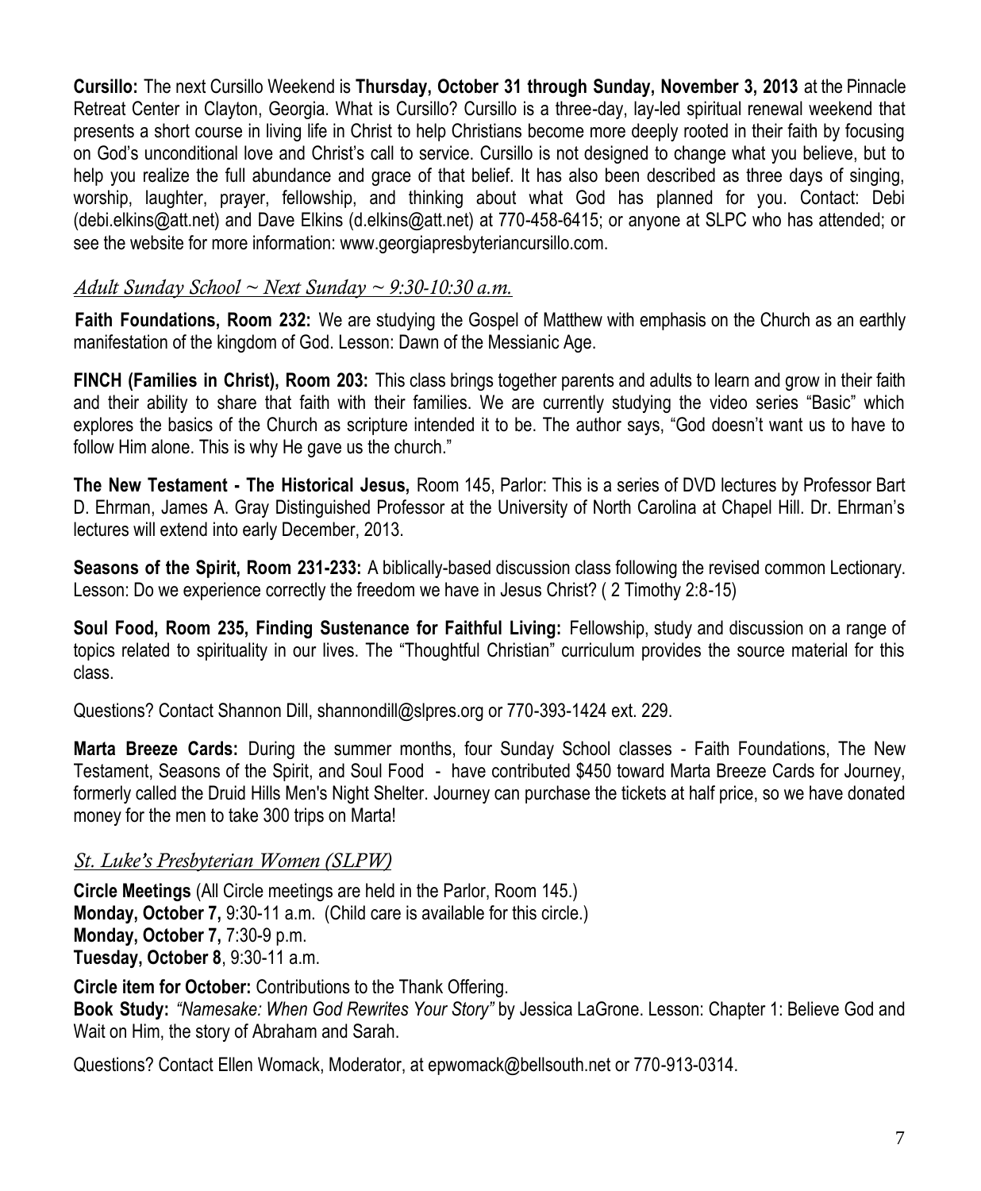**Cursillo:** The next Cursillo Weekend is **Thursday, October 31 through Sunday, November 3, 2013** at the Pinnacle Retreat Center in Clayton, Georgia. What is Cursillo? Cursillo is a three-day, lay-led spiritual renewal weekend that presents a short course in living life in Christ to help Christians become more deeply rooted in their faith by focusing on God's unconditional love and Christ's call to service. Cursillo is not designed to change what you believe, but to help you realize the full abundance and grace of that belief. It has also been described as three days of singing, worship, laughter, prayer, fellowship, and thinking about what God has planned for you. Contact: Debi (debi.elkins@att.net) and Dave Elkins (d.elkins@att.net) at 770-458-6415; or anyone at SLPC who has attended; or see the website for more information: www.georgiapresbyteriancursillo.com.

## *Adult Sunday School ~ Next Sunday ~ 9:30-10:30 a.m.*

**Faith Foundations, Room 232:** We are studying the Gospel of Matthew with emphasis on the Church as an earthly manifestation of the kingdom of God. Lesson: Dawn of the Messianic Age.

**FINCH (Families in Christ), Room 203:** This class brings together parents and adults to learn and grow in their faith and their ability to share that faith with their families. We are currently studying the video series "Basic" which explores the basics of the Church as scripture intended it to be. The author says, "God doesn't want us to have to follow Him alone. This is why He gave us the church."

**The New Testament - The Historical Jesus,** Room 145, Parlor: This is a series of DVD lectures by Professor Bart D. Ehrman, James A. Gray Distinguished Professor at the University of North Carolina at Chapel Hill. Dr. Ehrman's lectures will extend into early December, 2013.

**Seasons of the Spirit, Room 231-233:** A biblically-based discussion class following the revised common Lectionary. Lesson: Do we experience correctly the freedom we have in Jesus Christ? ( 2 Timothy 2:8-15)

**Soul Food, Room 235, Finding Sustenance for Faithful Living:** Fellowship, study and discussion on a range of topics related to spirituality in our lives. The "Thoughtful Christian" curriculum provides the source material for this class.

Questions? Contact Shannon Dill, shannondill@slpres.org or 770-393-1424 ext. 229.

**Marta Breeze Cards:** During the summer months, four Sunday School classes - Faith Foundations, The New Testament, Seasons of the Spirit, and Soul Food - have contributed $450 toward Marta Breeze Cards for Journey, formerly called the Druid Hills Men's Night Shelter. Journey can purchase the tickets at half price, so we have donated money for the men to take 300 trips on Marta!

## *St. Luke's Presbyterian Women (SLPW)*

**Circle Meetings** (All Circle meetings are held in the Parlor, Room 145.)
**Monday, October 7,** 9:30-11 a.m. (Child care is available for this circle.)
**Monday, October 7,** 7:30-9 p.m.
**Tuesday, October 8**, 9:30-11 a.m.

**Circle item for October:** Contributions to the Thank Offering.
**Book Study:** *"Namesake: When God Rewrites Your Story"* by Jessica LaGrone. Lesson: Chapter 1: Believe God and Wait on Him, the story of Abraham and Sarah.

Questions? Contact Ellen Womack, Moderator, at epwomack@bellsouth.net or 770-913-0314.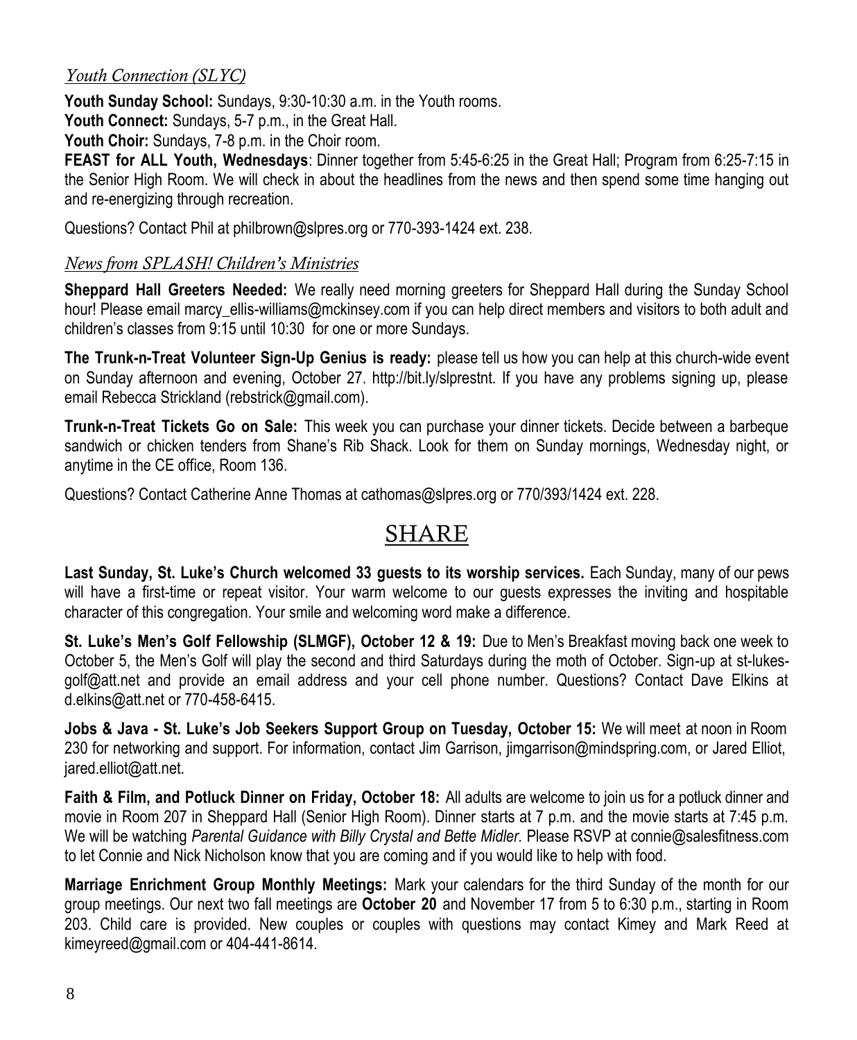### *Youth Connection (SLYC)*

**Youth Sunday School:** Sundays, 9:30-10:30 a.m. in the Youth rooms.

**Youth Connect:** Sundays, 5-7 p.m., in the Great Hall.

**Youth Choir:** Sundays, 7-8 p.m. in the Choir room.

**FEAST for ALL Youth, Wednesdays**: Dinner together from 5:45-6:25 in the Great Hall; Program from 6:25-7:15 in the Senior High Room. We will check in about the headlines from the news and then spend some time hanging out and re-energizing through recreation.

Questions? Contact Phil at philbrown@slpres.org or 770-393-1424 ext. 238.

### *News from SPLASH! Children's Ministries*

**Sheppard Hall Greeters Needed:** We really need morning greeters for Sheppard Hall during the Sunday School hour! Please email marcy_ellis-williams@mckinsey.com if you can help direct members and visitors to both adult and children's classes from 9:15 until 10:30 for one or more Sundays.

**The Trunk-n-Treat Volunteer Sign-Up Genius is ready:** please tell us how you can help at this church-wide event on Sunday afternoon and evening, October 27. http://bit.ly/slprestnt. If you have any problems signing up, please email Rebecca Strickland (rebstrick@gmail.com).

**Trunk-n-Treat Tickets Go on Sale:** This week you can purchase your dinner tickets. Decide between a barbeque sandwich or chicken tenders from Shane's Rib Shack. Look for them on Sunday mornings, Wednesday night, or anytime in the CE office, Room 136.

Questions? Contact Catherine Anne Thomas at cathomas@slpres.org or 770/393/1424 ext. 228.

## SHARE

**Last Sunday, St. Luke's Church welcomed 33 guests to its worship services.** Each Sunday, many of our pews will have a first-time or repeat visitor. Your warm welcome to our guests expresses the inviting and hospitable character of this congregation. Your smile and welcoming word make a difference.

**St. Luke's Men's Golf Fellowship (SLMGF), October 12 & 19:** Due to Men's Breakfast moving back one week to October 5, the Men's Golf will play the second and third Saturdays during the moth of October. Sign-up at st-lukes-golf@att.net and provide an email address and your cell phone number. Questions? Contact Dave Elkins at d.elkins@att.net or 770-458-6415.

**Jobs & Java - St. Luke's Job Seekers Support Group on Tuesday, October 15:** We will meet at noon in Room 230 for networking and support. For information, contact Jim Garrison, jimgarrison@mindspring.com, or Jared Elliot, jared.elliot@att.net.

**Faith & Film, and Potluck Dinner on Friday, October 18:** All adults are welcome to join us for a potluck dinner and movie in Room 207 in Sheppard Hall (Senior High Room). Dinner starts at 7 p.m. and the movie starts at 7:45 p.m. We will be watching *Parental Guidance with Billy Crystal and Bette Midler.* Please RSVP at connie@salesfitness.com to let Connie and Nick Nicholson know that you are coming and if you would like to help with food.

**Marriage Enrichment Group Monthly Meetings:** Mark your calendars for the third Sunday of the month for our group meetings. Our next two fall meetings are **October 20** and November 17 from 5 to 6:30 p.m., starting in Room 203. Child care is provided. New couples or couples with questions may contact Kimey and Mark Reed at kimeyreed@gmail.com or 404-441-8614.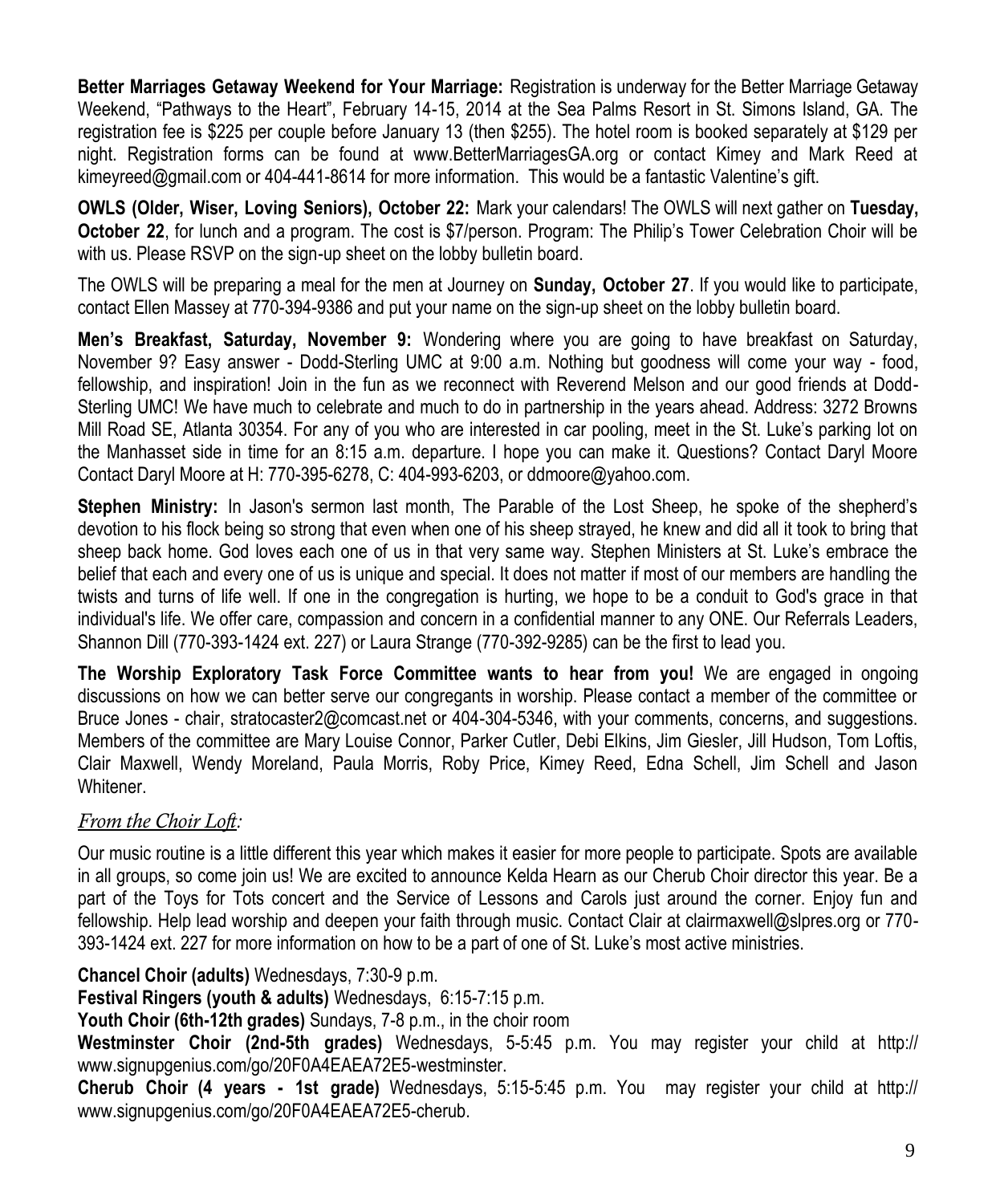**Better Marriages Getaway Weekend for Your Marriage:** Registration is underway for the Better Marriage Getaway Weekend, "Pathways to the Heart", February 14-15, 2014 at the Sea Palms Resort in St. Simons Island, GA. The registration fee is $225 per couple before January 13 (then $255). The hotel room is booked separately at $129 per night. Registration forms can be found at www.BetterMarriagesGA.org or contact Kimey and Mark Reed at kimeyreed@gmail.com or 404-441-8614 for more information. This would be a fantastic Valentine's gift.

**OWLS (Older, Wiser, Loving Seniors), October 22:** Mark your calendars! The OWLS will next gather on **Tuesday, October 22**, for lunch and a program. The cost is $7/person. Program: The Philip's Tower Celebration Choir will be with us. Please RSVP on the sign-up sheet on the lobby bulletin board.

The OWLS will be preparing a meal for the men at Journey on **Sunday, October 27**. If you would like to participate, contact Ellen Massey at 770-394-9386 and put your name on the sign-up sheet on the lobby bulletin board.

**Men's Breakfast, Saturday, November 9:** Wondering where you are going to have breakfast on Saturday, November 9? Easy answer - Dodd-Sterling UMC at 9:00 a.m. Nothing but goodness will come your way - food, fellowship, and inspiration! Join in the fun as we reconnect with Reverend Melson and our good friends at Dodd-Sterling UMC! We have much to celebrate and much to do in partnership in the years ahead. Address: 3272 Browns Mill Road SE, Atlanta 30354. For any of you who are interested in car pooling, meet in the St. Luke's parking lot on the Manhasset side in time for an 8:15 a.m. departure. I hope you can make it. Questions? Contact Daryl Moore Contact Daryl Moore at H: 770-395-6278, C: 404-993-6203, or ddmoore@yahoo.com.

**Stephen Ministry:** In Jason's sermon last month, The Parable of the Lost Sheep, he spoke of the shepherd's devotion to his flock being so strong that even when one of his sheep strayed, he knew and did all it took to bring that sheep back home. God loves each one of us in that very same way. Stephen Ministers at St. Luke's embrace the belief that each and every one of us is unique and special. It does not matter if most of our members are handling the twists and turns of life well. If one in the congregation is hurting, we hope to be a conduit to God's grace in that individual's life. We offer care, compassion and concern in a confidential manner to any ONE. Our Referrals Leaders, Shannon Dill (770-393-1424 ext. 227) or Laura Strange (770-392-9285) can be the first to lead you.

**The Worship Exploratory Task Force Committee wants to hear from you!** We are engaged in ongoing discussions on how we can better serve our congregants in worship. Please contact a member of the committee or Bruce Jones - chair, stratocaster2@comcast.net or 404-304-5346, with your comments, concerns, and suggestions. Members of the committee are Mary Louise Connor, Parker Cutler, Debi Elkins, Jim Giesler, Jill Hudson, Tom Loftis, Clair Maxwell, Wendy Moreland, Paula Morris, Roby Price, Kimey Reed, Edna Schell, Jim Schell and Jason Whitener.

## *From the Choir Loft:*

Our music routine is a little different this year which makes it easier for more people to participate. Spots are available in all groups, so come join us! We are excited to announce Kelda Hearn as our Cherub Choir director this year. Be a part of the Toys for Tots concert and the Service of Lessons and Carols just around the corner. Enjoy fun and fellowship. Help lead worship and deepen your faith through music. Contact Clair at clairmaxwell@slpres.org or 770-393-1424 ext. 227 for more information on how to be a part of one of St. Luke's most active ministries.

**Chancel Choir (adults)** Wednesdays, 7:30-9 p.m.
**Festival Ringers (youth & adults)** Wednesdays, 6:15-7:15 p.m.
**Youth Choir (6th-12th grades)** Sundays, 7-8 p.m., in the choir room
**Westminster Choir (2nd-5th grades)** Wednesdays, 5-5:45 p.m. You may register your child at http://www.signupgenius.com/go/20F0A4EAEA72E5-westminster.
**Cherub Choir (4 years - 1st grade)** Wednesdays, 5:15-5:45 p.m. You may register your child at http://www.signupgenius.com/go/20F0A4EAEA72E5-cherub.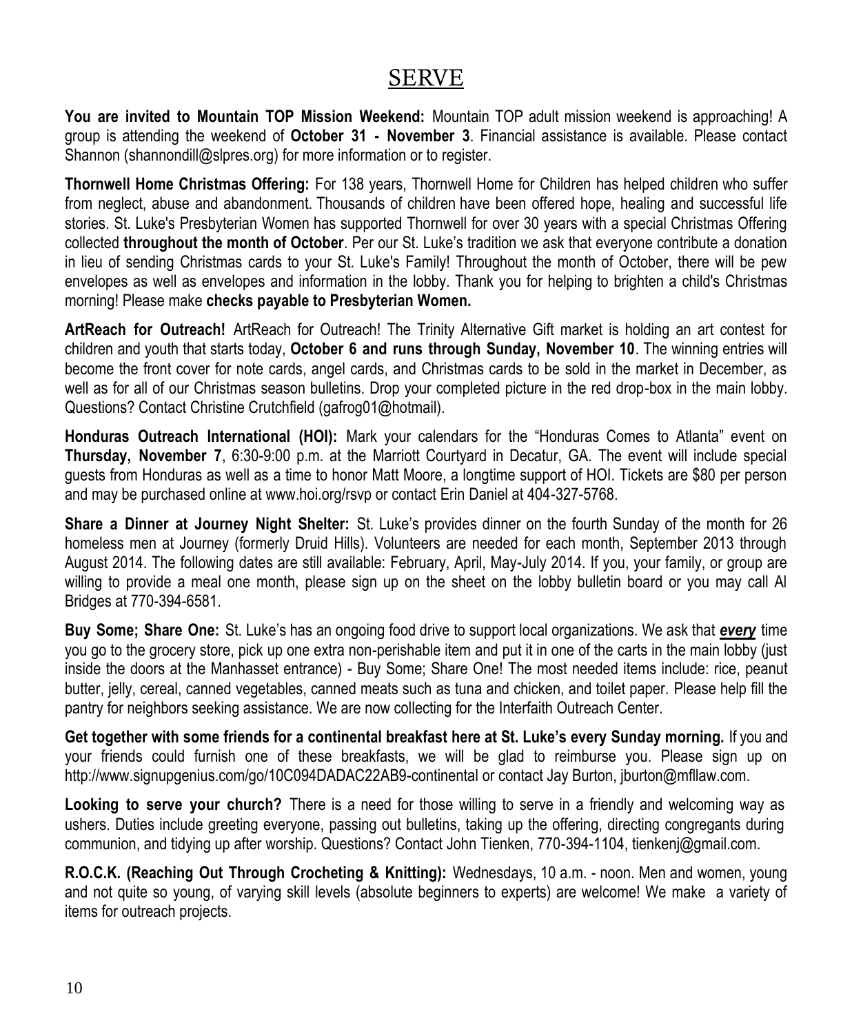# SERVE

**You are invited to Mountain TOP Mission Weekend:** Mountain TOP adult mission weekend is approaching! A group is attending the weekend of **October 31 - November 3**. Financial assistance is available. Please contact Shannon (shannondill@slpres.org) for more information or to register.

**Thornwell Home Christmas Offering:** For 138 years, Thornwell Home for Children has helped children who suffer from neglect, abuse and abandonment. Thousands of children have been offered hope, healing and successful life stories. St. Luke's Presbyterian Women has supported Thornwell for over 30 years with a special Christmas Offering collected **throughout the month of October**. Per our St. Luke's tradition we ask that everyone contribute a donation in lieu of sending Christmas cards to your St. Luke's Family! Throughout the month of October, there will be pew envelopes as well as envelopes and information in the lobby. Thank you for helping to brighten a child's Christmas morning! Please make **checks payable to Presbyterian Women.**

**ArtReach for Outreach!** ArtReach for Outreach! The Trinity Alternative Gift market is holding an art contest for children and youth that starts today, **October 6 and runs through Sunday, November 10**. The winning entries will become the front cover for note cards, angel cards, and Christmas cards to be sold in the market in December, as well as for all of our Christmas season bulletins. Drop your completed picture in the red drop-box in the main lobby. Questions? Contact Christine Crutchfield (gafrog01@hotmail).

**Honduras Outreach International (HOI):** Mark your calendars for the "Honduras Comes to Atlanta" event on **Thursday, November 7**, 6:30-9:00 p.m. at the Marriott Courtyard in Decatur, GA. The event will include special guests from Honduras as well as a time to honor Matt Moore, a longtime support of HOI. Tickets are $80 per person and may be purchased online at www.hoi.org/rsvp or contact Erin Daniel at 404-327-5768.

**Share a Dinner at Journey Night Shelter:** St. Luke's provides dinner on the fourth Sunday of the month for 26 homeless men at Journey (formerly Druid Hills). Volunteers are needed for each month, September 2013 through August 2014. The following dates are still available: February, April, May-July 2014. If you, your family, or group are willing to provide a meal one month, please sign up on the sheet on the lobby bulletin board or you may call Al Bridges at 770-394-6581.

**Buy Some; Share One:** St. Luke's has an ongoing food drive to support local organizations. We ask that ***<u>every</u>*** time you go to the grocery store, pick up one extra non-perishable item and put it in one of the carts in the main lobby (just inside the doors at the Manhasset entrance) - Buy Some; Share One! The most needed items include: rice, peanut butter, jelly, cereal, canned vegetables, canned meats such as tuna and chicken, and toilet paper. Please help fill the pantry for neighbors seeking assistance. We are now collecting for the Interfaith Outreach Center.

**Get together with some friends for a continental breakfast here at St. Luke's every Sunday morning.** If you and your friends could furnish one of these breakfasts, we will be glad to reimburse you. Please sign up on http://www.signupgenius.com/go/10C094DADAC22AB9-continental or contact Jay Burton, jburton@mfllaw.com.

**Looking to serve your church?** There is a need for those willing to serve in a friendly and welcoming way as ushers. Duties include greeting everyone, passing out bulletins, taking up the offering, directing congregants during communion, and tidying up after worship. Questions? Contact John Tienken, 770-394-1104, tienkenj@gmail.com.

**R.O.C.K. (Reaching Out Through Crocheting & Knitting):** Wednesdays, 10 a.m. - noon. Men and women, young and not quite so young, of varying skill levels (absolute beginners to experts) are welcome! We make a variety of items for outreach projects.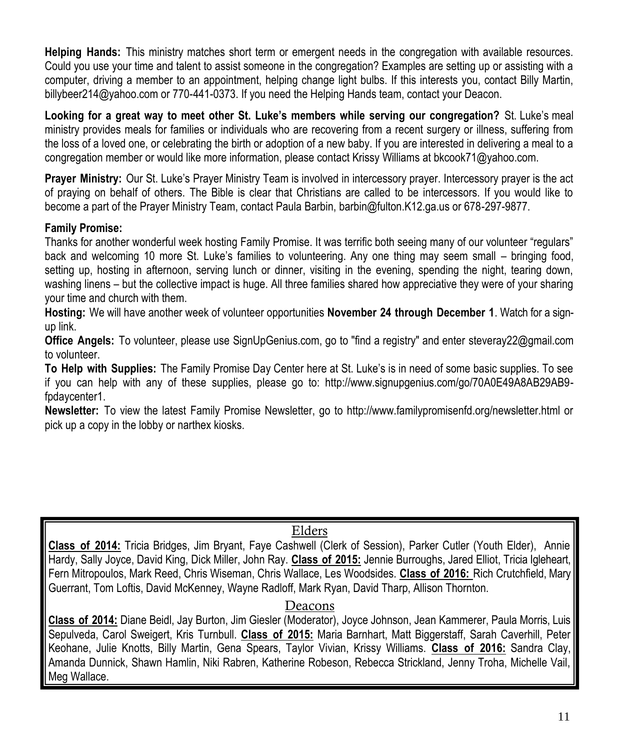**Helping Hands:** This ministry matches short term or emergent needs in the congregation with available resources. Could you use your time and talent to assist someone in the congregation? Examples are setting up or assisting with a computer, driving a member to an appointment, helping change light bulbs. If this interests you, contact Billy Martin, billybeer214@yahoo.com or 770-441-0373. If you need the Helping Hands team, contact your Deacon.

**Looking for a great way to meet other St. Luke's members while serving our congregation?** St. Luke's meal ministry provides meals for families or individuals who are recovering from a recent surgery or illness, suffering from the loss of a loved one, or celebrating the birth or adoption of a new baby. If you are interested in delivering a meal to a congregation member or would like more information, please contact Krissy Williams at bkcook71@yahoo.com.

**Prayer Ministry:** Our St. Luke's Prayer Ministry Team is involved in intercessory prayer. Intercessory prayer is the act of praying on behalf of others. The Bible is clear that Christians are called to be intercessors. If you would like to become a part of the Prayer Ministry Team, contact Paula Barbin, barbin@fulton.K12.ga.us or 678-297-9877.

**Family Promise:**

Thanks for another wonderful week hosting Family Promise. It was terrific both seeing many of our volunteer "regulars" back and welcoming 10 more St. Luke's families to volunteering. Any one thing may seem small – bringing food, setting up, hosting in afternoon, serving lunch or dinner, visiting in the evening, spending the night, tearing down, washing linens – but the collective impact is huge. All three families shared how appreciative they were of your sharing your time and church with them.

**Hosting:** We will have another week of volunteer opportunities **November 24 through December 1**. Watch for a sign-up link.

**Office Angels:** To volunteer, please use SignUpGenius.com, go to "find a registry" and enter steveray22@gmail.com to volunteer.

**To Help with Supplies:** The Family Promise Day Center here at St. Luke's is in need of some basic supplies. To see if you can help with any of these supplies, please go to: http://www.signupgenius.com/go/70A0E49A8AB29AB9-fpdaycenter1.

**Newsletter:** To view the latest Family Promise Newsletter, go to http://www.familypromisenfd.org/newsletter.html or pick up a copy in the lobby or narthex kiosks.

## Elders

**Class of 2014:** Tricia Bridges, Jim Bryant, Faye Cashwell (Clerk of Session), Parker Cutler (Youth Elder), Annie Hardy, Sally Joyce, David King, Dick Miller, John Ray. **Class of 2015:** Jennie Burroughs, Jared Elliot, Tricia Igleheart, Fern Mitropoulos, Mark Reed, Chris Wiseman, Chris Wallace, Les Woodsides. **Class of 2016:** Rich Crutchfield, Mary Guerrant, Tom Loftis, David McKenney, Wayne Radloff, Mark Ryan, David Tharp, Allison Thornton.

## Deacons

**Class of 2014:** Diane Beidl, Jay Burton, Jim Giesler (Moderator), Joyce Johnson, Jean Kammerer, Paula Morris, Luis Sepulveda, Carol Sweigert, Kris Turnbull. **Class of 2015:** Maria Barnhart, Matt Biggerstaff, Sarah Caverhill, Peter Keohane, Julie Knotts, Billy Martin, Gena Spears, Taylor Vivian, Krissy Williams. **Class of 2016:** Sandra Clay, Amanda Dunnick, Shawn Hamlin, Niki Rabren, Katherine Robeson, Rebecca Strickland, Jenny Troha, Michelle Vail, Meg Wallace.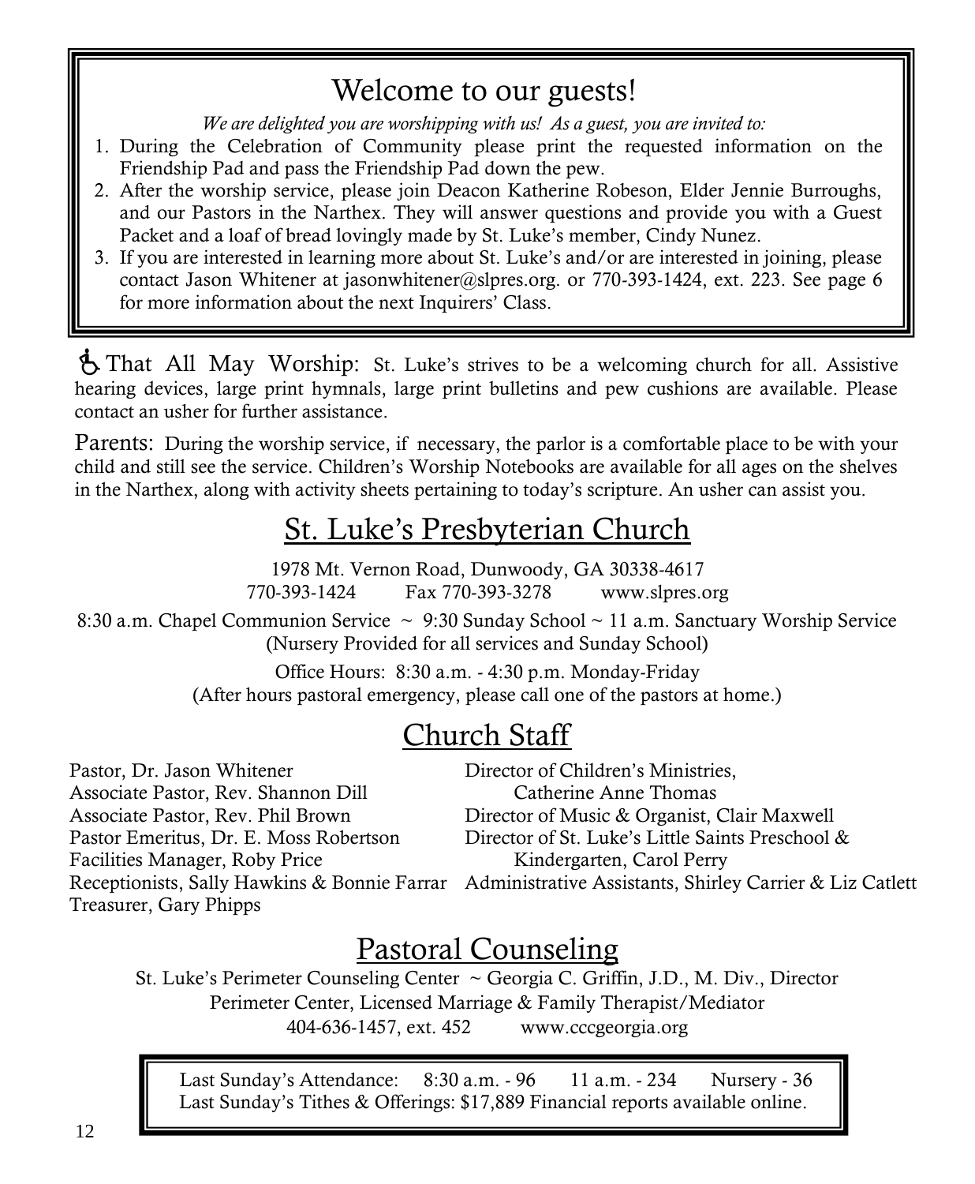## Welcome to our guests!

*We are delighted you are worshipping with us! As a guest, you are invited to:*

1. During the Celebration of Community please print the requested information on the Friendship Pad and pass the Friendship Pad down the pew.
2. After the worship service, please join Deacon Katherine Robeson, Elder Jennie Burroughs, and our Pastors in the Narthex. They will answer questions and provide you with a Guest Packet and a loaf of bread lovingly made by St. Luke's member, Cindy Nunez.
3. If you are interested in learning more about St. Luke's and/or are interested in joining, please contact Jason Whitener at jasonwhitener@slpres.org. or 770-393-1424, ext. 223. See page 6 for more information about the next Inquirers' Class.

♿ That All May Worship: St. Luke's strives to be a welcoming church for all. Assistive hearing devices, large print hymnals, large print bulletins and pew cushions are available. Please contact an usher for further assistance.

Parents: During the worship service, if necessary, the parlor is a comfortable place to be with your child and still see the service. Children's Worship Notebooks are available for all ages on the shelves in the Narthex, along with activity sheets pertaining to today's scripture. An usher can assist you.

## St. Luke's Presbyterian Church

1978 Mt. Vernon Road, Dunwoody, GA 30338-4617
770-393-1424 Fax 770-393-3278 www.slpres.org

8:30 a.m. Chapel Communion Service ~ 9:30 Sunday School ~ 11 a.m. Sanctuary Worship Service
(Nursery Provided for all services and Sunday School)

Office Hours: 8:30 a.m. - 4:30 p.m. Monday-Friday
(After hours pastoral emergency, please call one of the pastors at home.)

## Church Staff

Pastor, Dr. Jason Whitener
Associate Pastor, Rev. Shannon Dill
Associate Pastor, Rev. Phil Brown
Pastor Emeritus, Dr. E. Moss Robertson
Facilities Manager, Roby Price
Receptionists, Sally Hawkins & Bonnie Farrar
Treasurer, Gary Phipps

Director of Children's Ministries, Catherine Anne Thomas
Director of Music & Organist, Clair Maxwell
Director of St. Luke's Little Saints Preschool & Kindergarten, Carol Perry
Administrative Assistants, Shirley Carrier & Liz Catlett

## Pastoral Counseling

St. Luke's Perimeter Counseling Center ~ Georgia C. Griffin, J.D., M. Div., Director
Perimeter Center, Licensed Marriage & Family Therapist/Mediator
404-636-1457, ext. 452 www.cccgeorgia.org

Last Sunday's Attendance: 8:30 a.m. - 96 11 a.m. - 234 Nursery - 36
Last Sunday's Tithes & Offerings: $17,889 Financial reports available online.